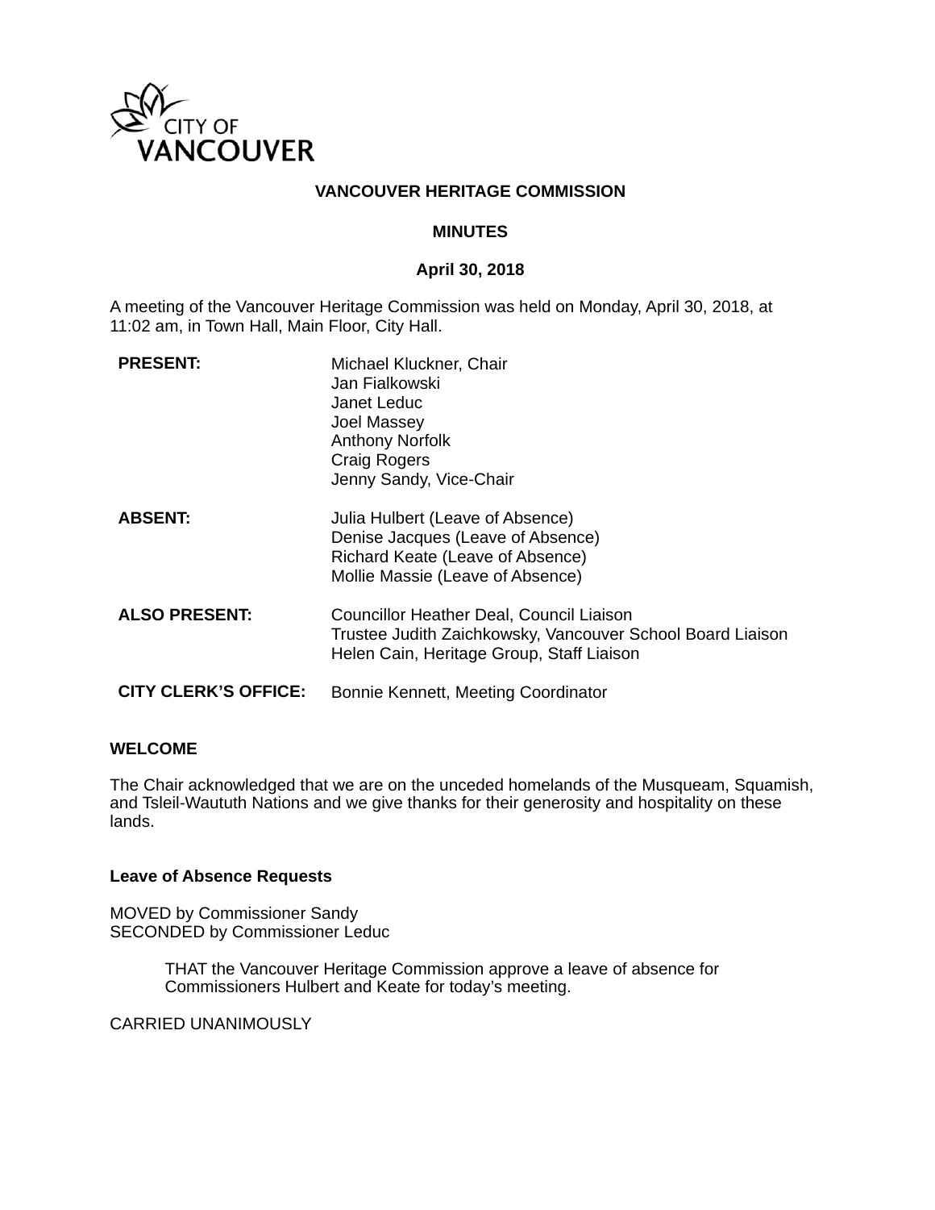CITY OF VANCOUVER

# VANCOUVER HERITAGE COMMISSION

## MINUTES

**April 30, 2018**

A meeting of the Vancouver Heritage Commission was held on Monday, April 30, 2018, at 11:02 am, in Town Hall, Main Floor, City Hall.

| | |
|---|---|
| **PRESENT:** | Michael Kluckner, Chair<br>Jan Fialkowski<br>Janet Leduc<br>Joel Massey<br>Anthony Norfolk<br>Craig Rogers<br>Jenny Sandy, Vice-Chair |
| **ABSENT:** | Julia Hulbert (Leave of Absence)<br>Denise Jacques (Leave of Absence)<br>Richard Keate (Leave of Absence)<br>Mollie Massie (Leave of Absence) |
| **ALSO PRESENT:** | Councillor Heather Deal, Council Liaison<br>Trustee Judith Zaichkowsky, Vancouver School Board Liaison<br>Helen Cain, Heritage Group, Staff Liaison |
| **CITY CLERK'S OFFICE:** | Bonnie Kennett, Meeting Coordinator |

### WELCOME

The Chair acknowledged that we are on the unceded homelands of the Musqueam, Squamish, and Tsleil-Waututh Nations and we give thanks for their generosity and hospitality on these lands.

### Leave of Absence Requests

MOVED by Commissioner Sandy
SECONDED by Commissioner Leduc

> THAT the Vancouver Heritage Commission approve a leave of absence for Commissioners Hulbert and Keate for today's meeting.

CARRIED UNANIMOUSLY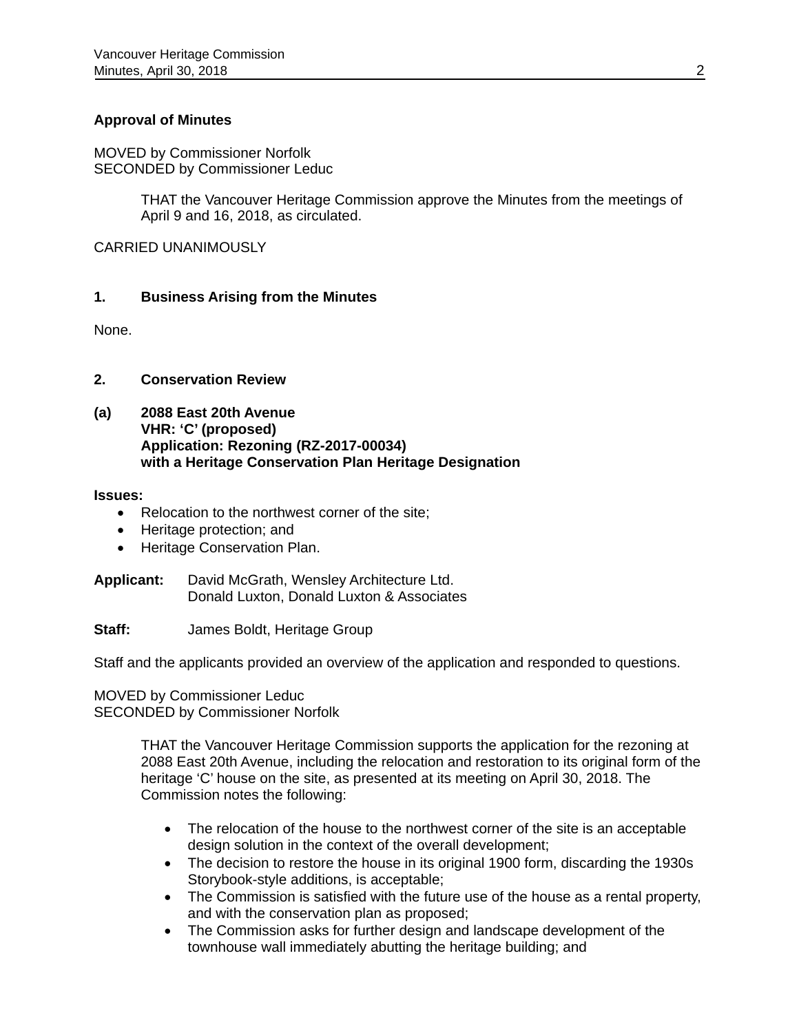**Approval of Minutes**

MOVED by Commissioner Norfolk
SECONDED by Commissioner Leduc

> THAT the Vancouver Heritage Commission approve the Minutes from the meetings of April 9 and 16, 2018, as circulated.

CARRIED UNANIMOUSLY

**1. Business Arising from the Minutes**

None.

**2. Conservation Review**

**(a) 2088 East 20th Avenue**
**VHR: 'C' (proposed)**
**Application: Rezoning (RZ-2017-00034)**
**with a Heritage Conservation Plan Heritage Designation**

**Issues:**

- Relocation to the northwest corner of the site;
- Heritage protection; and
- Heritage Conservation Plan.

**Applicant:** David McGrath, Wensley Architecture Ltd.
Donald Luxton, Donald Luxton & Associates

**Staff:** James Boldt, Heritage Group

Staff and the applicants provided an overview of the application and responded to questions.

MOVED by Commissioner Leduc
SECONDED by Commissioner Norfolk

> THAT the Vancouver Heritage Commission supports the application for the rezoning at 2088 East 20th Avenue, including the relocation and restoration to its original form of the heritage 'C' house on the site, as presented at its meeting on April 30, 2018. The Commission notes the following:
>
> - The relocation of the house to the northwest corner of the site is an acceptable design solution in the context of the overall development;
> - The decision to restore the house in its original 1900 form, discarding the 1930s Storybook-style additions, is acceptable;
> - The Commission is satisfied with the future use of the house as a rental property, and with the conservation plan as proposed;
> - The Commission asks for further design and landscape development of the townhouse wall immediately abutting the heritage building; and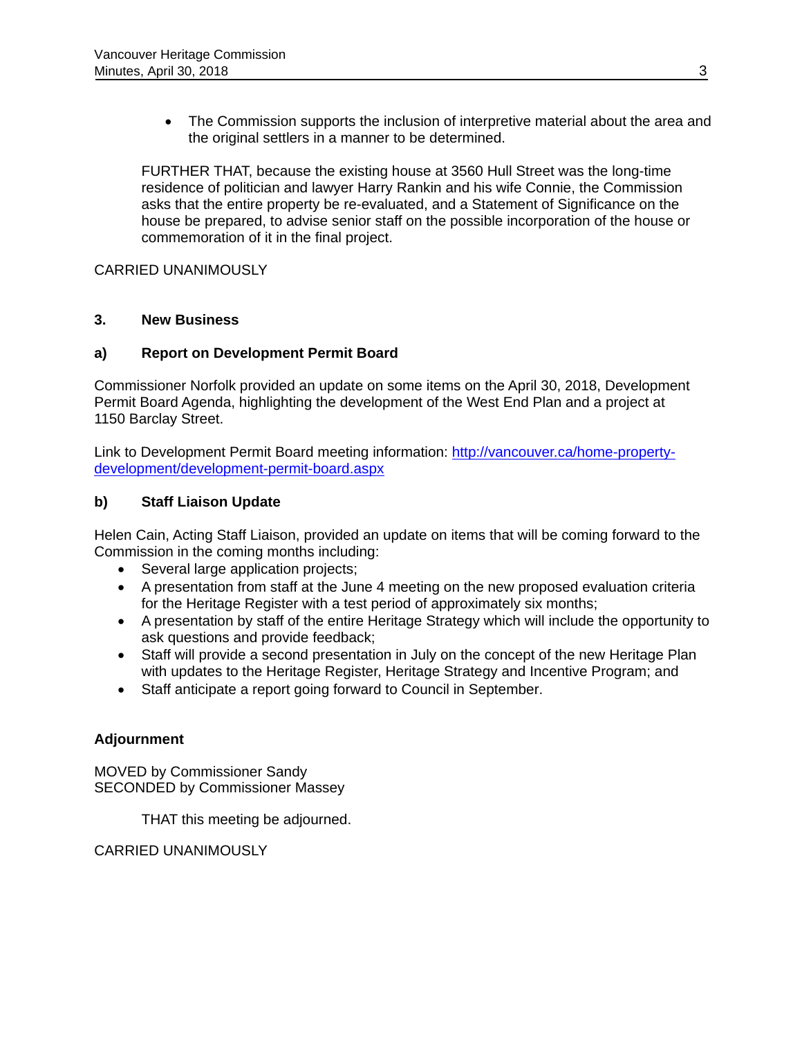- The Commission supports the inclusion of interpretive material about the area and the original settlers in a manner to be determined.

FURTHER THAT, because the existing house at 3560 Hull Street was the long-time residence of politician and lawyer Harry Rankin and his wife Connie, the Commission asks that the entire property be re-evaluated, and a Statement of Significance on the house be prepared, to advise senior staff on the possible incorporation of the house or commemoration of it in the final project.

CARRIED UNANIMOUSLY

## 3. New Business

### a) Report on Development Permit Board

Commissioner Norfolk provided an update on some items on the April 30, 2018, Development Permit Board Agenda, highlighting the development of the West End Plan and a project at 1150 Barclay Street.

Link to Development Permit Board meeting information: [http://vancouver.ca/home-property-development/development-permit-board.aspx](http://vancouver.ca/home-property-development/development-permit-board.aspx)

### b) Staff Liaison Update

Helen Cain, Acting Staff Liaison, provided an update on items that will be coming forward to the Commission in the coming months including:

- Several large application projects;
- A presentation from staff at the June 4 meeting on the new proposed evaluation criteria for the Heritage Register with a test period of approximately six months;
- A presentation by staff of the entire Heritage Strategy which will include the opportunity to ask questions and provide feedback;
- Staff will provide a second presentation in July on the concept of the new Heritage Plan with updates to the Heritage Register, Heritage Strategy and Incentive Program; and
- Staff anticipate a report going forward to Council in September.

## Adjournment

MOVED by Commissioner Sandy
SECONDED by Commissioner Massey

THAT this meeting be adjourned.

CARRIED UNANIMOUSLY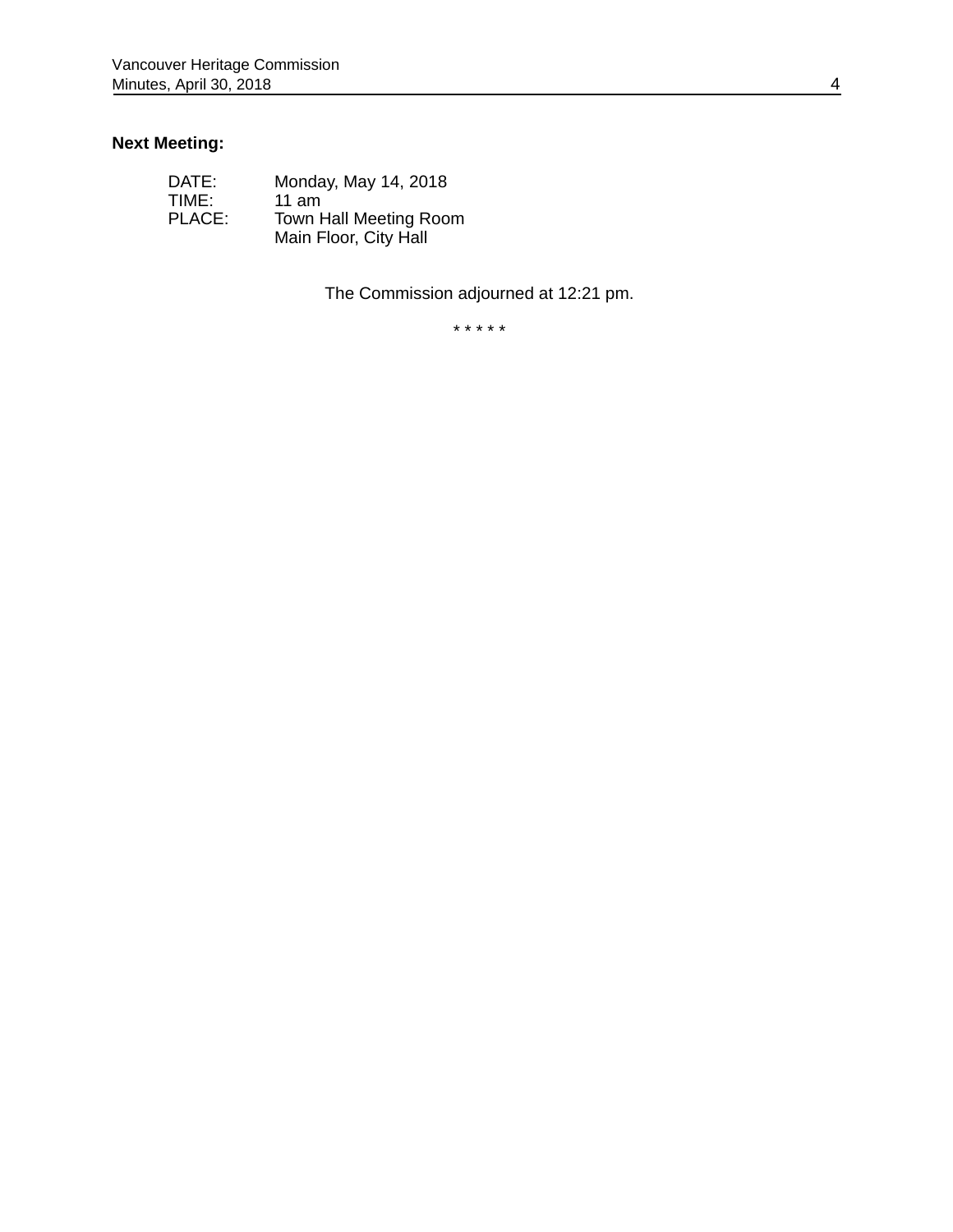**Next Meeting:**

DATE: Monday, May 14, 2018
TIME: 11 am
PLACE: Town Hall Meeting Room
Main Floor, City Hall

The Commission adjourned at 12:21 pm.

* * * * *